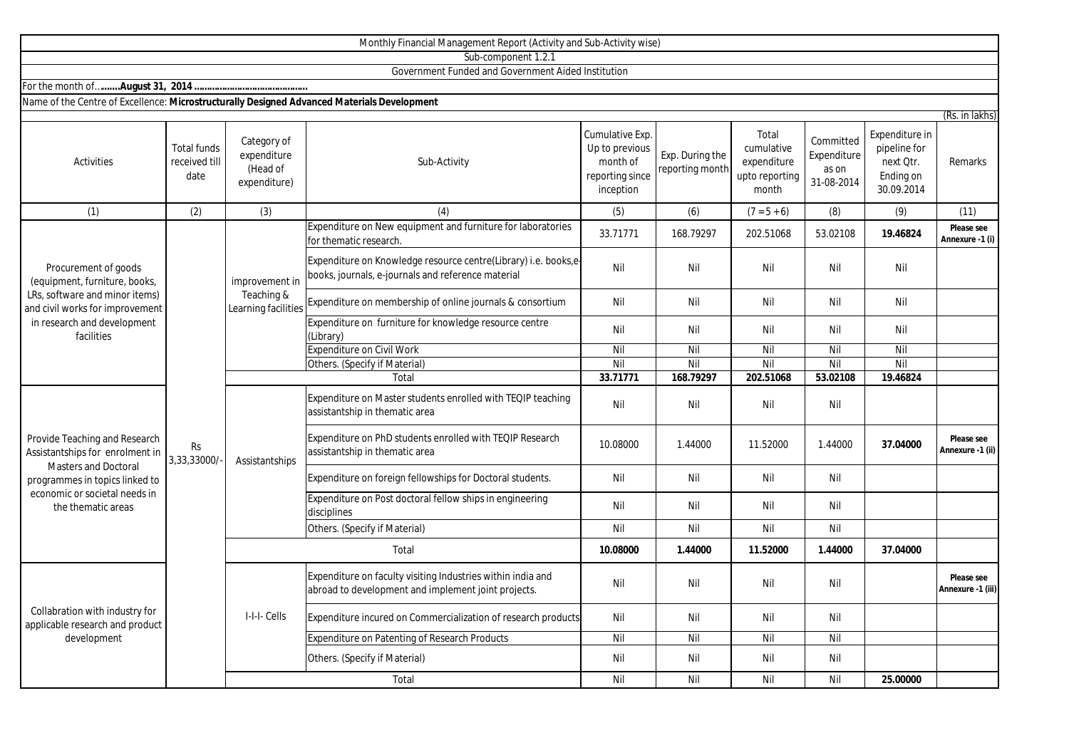Monthly Financial Management Report (Activity and Sub-Activity wise)

Sub-component 1.2.1

Government Funded and Government Aided Institution

For the month of…**.......August 31, 2014 ……………………………….**

Name of the Centre of Excellence: **Microstructurally Designed Advanced Materials Development**

(Rs. in lakhs)

| Activities | Total funds received till date | Category of expenditure (Head of expenditure) | Sub-Activity | Cumulative Exp. Up to previous month of reporting since inception | Exp. During the reporting month | Total cumulative expenditure upto reporting month | Committed Expenditure as on 31-08-2014 | Expenditure in pipeline for next Qtr. Ending on 30.09.2014 | Remarks |
|---|---|---|---|---|---|---|---|---|---|
| (1) | (2) | (3) | (4) | (5) | (6) | (7 = 5 + 6) | (8) | (9) | (11) |
| Procurement of goods (equipment, furniture, books, LRs, software and minor items) and civil works for improvement in research and development facilities | Rs 3,33,33000/- | improvement in Teaching & Learning facilities | Expenditure on New equipment and furniture for laboratories for thematic research. | 33.71771 | 168.79297 | 202.51068 | 53.02108 | **19.46824** | **Please see Annexure -1 (i)** |
| | | | Expenditure on Knowledge resource centre(Library) i.e. books,e-books, journals, e-journals and reference material | Nil | Nil | Nil | Nil | Nil | |
| | | | Expenditure on membership of online journals & consortium | Nil | Nil | Nil | Nil | Nil | |
| | | | Expenditure on furniture for knowledge resource centre (Library) | Nil | Nil | Nil | Nil | Nil | |
| | | | Expenditure on Civil Work | Nil | Nil | Nil | Nil | Nil | |
| | | | Others. (Specify if Material) | Nil | Nil | Nil | Nil | Nil | |
| | | | Total | **33.71771** | **168.79297** | **202.51068** | **53.02108** | **19.46824** | |
| Provide Teaching and Research Assistantships for enrolment in Masters and Doctoral programmes in topics linked to economic or societal needs in the thematic areas | | Assistantships | Expenditure on Master students enrolled with TEQIP teaching assistantship in thematic area | Nil | Nil | Nil | Nil | | |
| | | | Expenditure on PhD students enrolled with TEQIP Research assistantship in thematic area | 10.08000 | 1.44000 | 11.52000 | 1.44000 | **37.04000** | **Please see Annexure -1 (ii)** |
| | | | Expenditure on foreign fellowships for Doctoral students. | Nil | Nil | Nil | Nil | | |
| | | | Expenditure on Post doctoral fellow ships in engineering disciplines | Nil | Nil | Nil | Nil | | |
| | | | Others. (Specify if Material) | Nil | Nil | Nil | Nil | | |
| | | | Total | **10.08000** | **1.44000** | **11.52000** | **1.44000** | **37.04000** | |
| Collabration with industry for applicable research and product development | | I-I-I- Cells | Expenditure on faculty visiting Industries within india and abroad to development and implement joint projects. | Nil | Nil | Nil | Nil | | **Please see Annexure -1 (iii)** |
| | | | Expenditure incured on Commercialization of research products | Nil | Nil | Nil | Nil | | |
| | | | Expenditure on Patenting of Research Products | Nil | Nil | Nil | Nil | | |
| | | | Others. (Specify if Material) | Nil | Nil | Nil | Nil | | |
| | | | Total | Nil | Nil | Nil | Nil | **25.00000** | |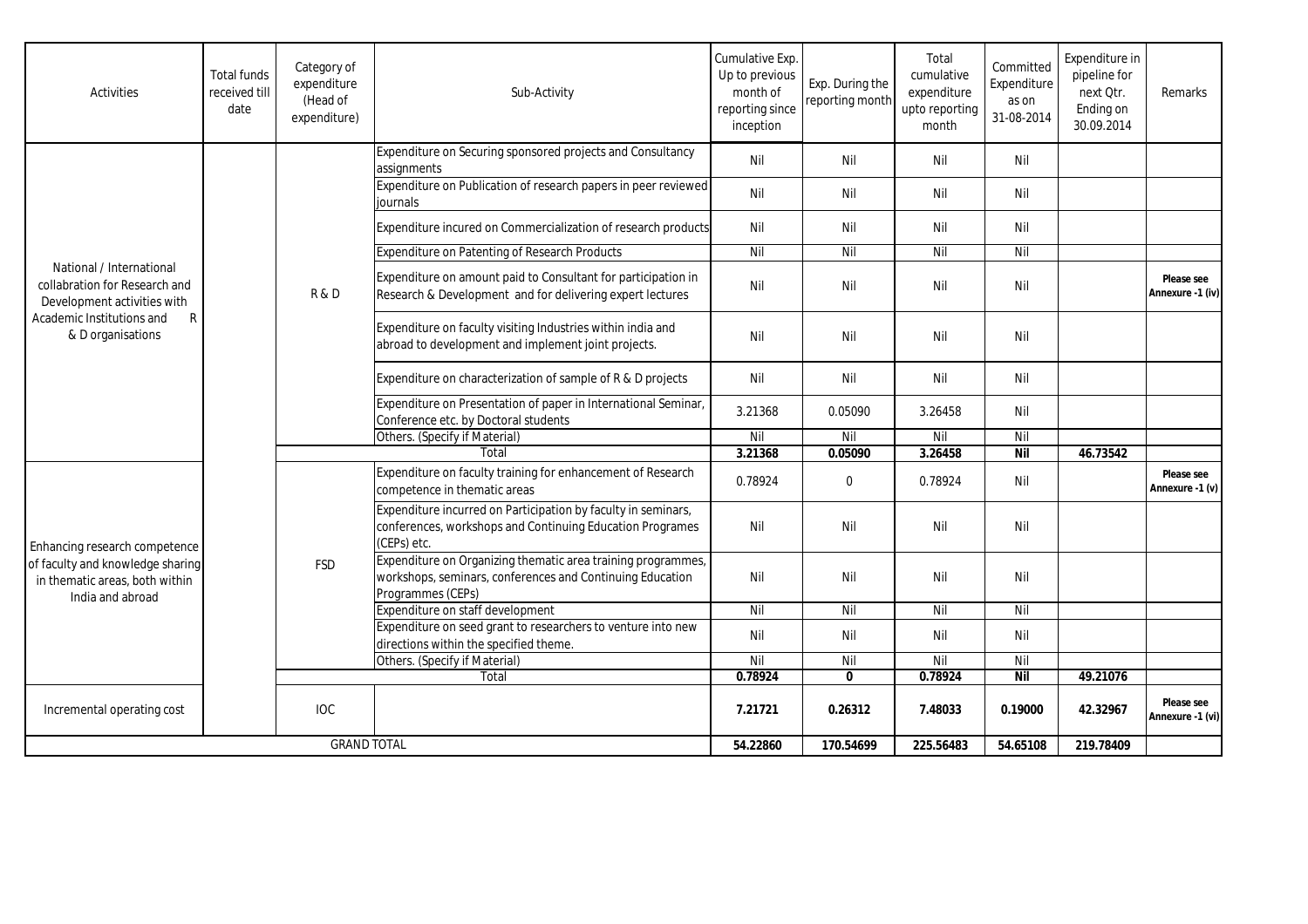| Activities | Total funds received till date | Category of expenditure (Head of expenditure) | Sub-Activity | Cumulative Exp. Up to previous month of reporting since inception | Exp. During the reporting month | Total cumulative expenditure upto reporting month | Committed Expenditure as on 31-08-2014 | Expenditure in pipeline for next Qtr. Ending on 30.09.2014 | Remarks |
|---|---|---|---|---|---|---|---|---|---|
| National / International collabration for Research and Development activities with Academic Institutions and R & D organisations | | R & D | Expenditure on Securing sponsored projects and Consultancy assignments | Nil | Nil | Nil | Nil | | |
| | | | Expenditure on Publication of research papers in peer reviewed journals | Nil | Nil | Nil | Nil | | |
| | | | Expenditure incured on Commercialization of research products | Nil | Nil | Nil | Nil | | |
| | | | Expenditure on Patenting of Research Products | Nil | Nil | Nil | Nil | | |
| | | | Expenditure on amount paid to Consultant for participation in Research & Development and for delivering expert lectures | Nil | Nil | Nil | Nil | | **Please see Annexure -1 (iv)** |
| | | | Expenditure on faculty visiting Industries within india and abroad to development and implement joint projects. | Nil | Nil | Nil | Nil | | |
| | | | Expenditure on characterization of sample of R & D projects | Nil | Nil | Nil | Nil | | |
| | | | Expenditure on Presentation of paper in International Seminar, Conference etc. by Doctoral students | 3.21368 | 0.05090 | 3.26458 | Nil | | |
| | | | Others. (Specify if Material) | Nil | Nil | Nil | Nil | | |
| | | | Total | **3.21368** | **0.05090** | **3.26458** | **Nil** | **46.73542** | |
| Enhancing research competence of faculty and knowledge sharing in thematic areas, both within India and abroad | | FSD | Expenditure on faculty training for enhancement of Research competence in thematic areas | 0.78924 | 0 | 0.78924 | Nil | | **Please see Annexure -1 (v)** |
| | | | Expenditure incurred on Participation by faculty in seminars, conferences, workshops and Continuing Education Programes (CEPs) etc. | Nil | Nil | Nil | Nil | | |
| | | | Expenditure on Organizing thematic area training programmes, workshops, seminars, conferences and Continuing Education Programmes (CEPs) | Nil | Nil | Nil | Nil | | |
| | | | Expenditure on staff development | Nil | Nil | Nil | Nil | | |
| | | | Expenditure on seed grant to researchers to venture into new directions within the specified theme. | Nil | Nil | Nil | Nil | | |
| | | | Others. (Specify if Material) | Nil | Nil | Nil | Nil | | |
| | | | Total | **0.78924** | **0** | **0.78924** | **Nil** | **49.21076** | |
| Incremental operating cost | | IOC | | **7.21721** | **0.26312** | **7.48033** | **0.19000** | **42.32967** | **Please see Annexure -1 (vi)** |
| GRAND TOTAL | | | | **54.22860** | **170.54699** | **225.56483** | **54.65108** | **219.78409** | |